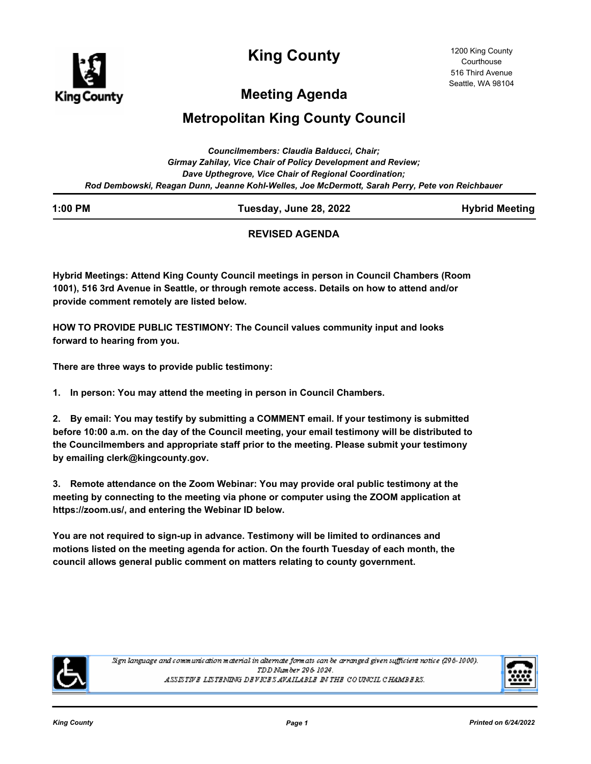# King County

1200 King County Courthouse
516 Third Avenue
Seattle, WA 98104

## Meeting Agenda

## Metropolitan King County Council

*Councilmembers: Claudia Balducci, Chair;*
*Girmay Zahilay, Vice Chair of Policy Development and Review;*
*Dave Upthegrove, Vice Chair of Regional Coordination;*
*Rod Dembowski, Reagan Dunn, Jeanne Kohl-Welles, Joe McDermott, Sarah Perry, Pete von Reichbauer*

**1:00 PM** | **Tuesday, June 28, 2022** | **Hybrid Meeting**

**REVISED AGENDA**

**Hybrid Meetings: Attend King County Council meetings in person in Council Chambers (Room 1001), 516 3rd Avenue in Seattle, or through remote access. Details on how to attend and/or provide comment remotely are listed below.**

**HOW TO PROVIDE PUBLIC TESTIMONY: The Council values community input and looks forward to hearing from you.**

**There are three ways to provide public testimony:**

**1. In person: You may attend the meeting in person in Council Chambers.**

**2. By email: You may testify by submitting a COMMENT email. If your testimony is submitted before 10:00 a.m. on the day of the Council meeting, your email testimony will be distributed to the Councilmembers and appropriate staff prior to the meeting. Please submit your testimony by emailing clerk@kingcounty.gov.**

**3. Remote attendance on the Zoom Webinar: You may provide oral public testimony at the meeting by connecting to the meeting via phone or computer using the ZOOM application at https://zoom.us/, and entering the Webinar ID below.**

**You are not required to sign-up in advance. Testimony will be limited to ordinances and motions listed on the meeting agenda for action. On the fourth Tuesday of each month, the council allows general public comment on matters relating to county government.**

*Sign language and communication material in alternate formats can be arranged given sufficient notice (296-1000).*
*TDD Number 296-1024.*
*ASSISTIVE LISTENING DEVICES AVAILABLE IN THE COUNCIL CHAMBERS.*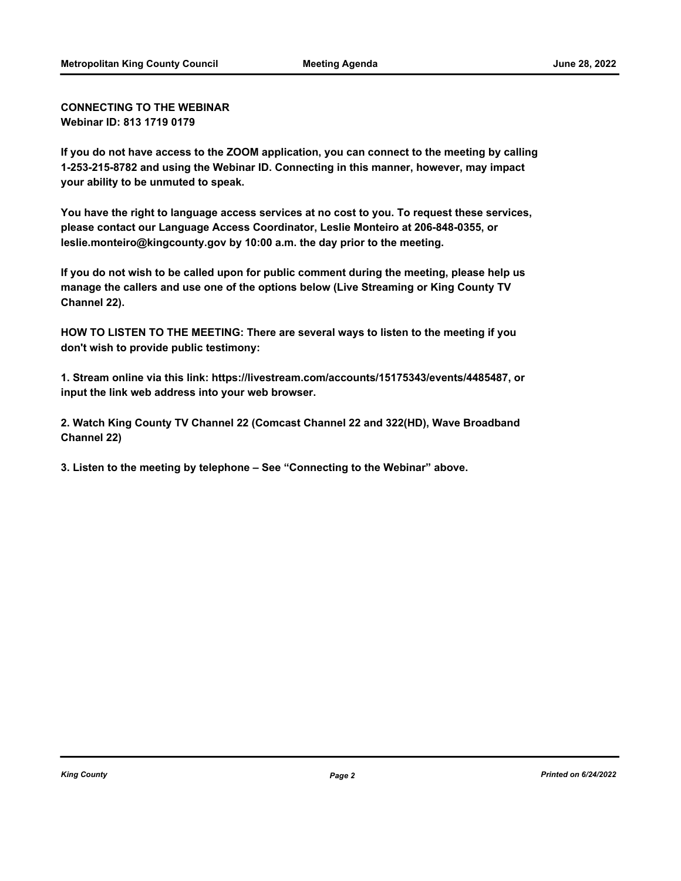**CONNECTING TO THE WEBINAR**
**Webinar ID: 813 1719 0179**

**If you do not have access to the ZOOM application, you can connect to the meeting by calling 1-253-215-8782 and using the Webinar ID. Connecting in this manner, however, may impact your ability to be unmuted to speak.**

**You have the right to language access services at no cost to you. To request these services, please contact our Language Access Coordinator, Leslie Monteiro at 206-848-0355, or leslie.monteiro@kingcounty.gov by 10:00 a.m. the day prior to the meeting.**

**If you do not wish to be called upon for public comment during the meeting, please help us manage the callers and use one of the options below (Live Streaming or King County TV Channel 22).**

**HOW TO LISTEN TO THE MEETING: There are several ways to listen to the meeting if you don't wish to provide public testimony:**

**1. Stream online via this link: https://livestream.com/accounts/15175343/events/4485487, or input the link web address into your web browser.**

**2. Watch King County TV Channel 22 (Comcast Channel 22 and 322(HD), Wave Broadband Channel 22)**

**3. Listen to the meeting by telephone – See "Connecting to the Webinar" above.**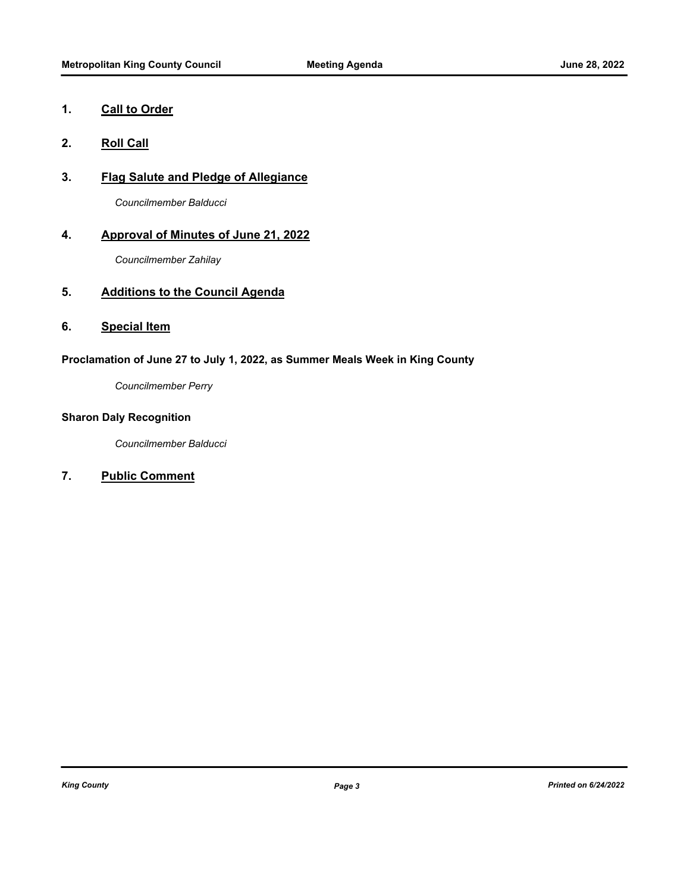## 1. Call to Order

## 2. Roll Call

## 3. Flag Salute and Pledge of Allegiance

*Councilmember Balducci*

## 4. Approval of Minutes of June 21, 2022

*Councilmember Zahilay*

## 5. Additions to the Council Agenda

## 6. Special Item

**Proclamation of June 27 to July 1, 2022, as Summer Meals Week in King County**

*Councilmember Perry*

**Sharon Daly Recognition**

*Councilmember Balducci*

## 7. Public Comment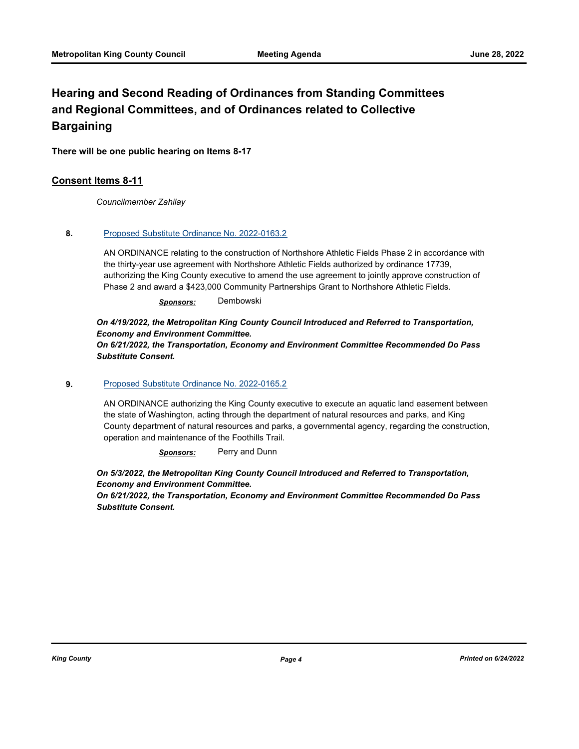## Hearing and Second Reading of Ordinances from Standing Committees and Regional Committees, and of Ordinances related to Collective Bargaining

**There will be one public hearing on Items 8-17**

### Consent Items 8-11

*Councilmember Zahilay*

**8.** [Proposed Substitute Ordinance No. 2022-0163.2]

AN ORDINANCE relating to the construction of Northshore Athletic Fields Phase 2 in accordance with the thirty-year use agreement with Northshore Athletic Fields authorized by ordinance 17739, authorizing the King County executive to amend the use agreement to jointly approve construction of Phase 2 and award a $423,000 Community Partnerships Grant to Northshore Athletic Fields.

***Sponsors:*** Dembowski

***On 4/19/2022, the Metropolitan King County Council Introduced and Referred to Transportation, Economy and Environment Committee.***
***On 6/21/2022, the Transportation, Economy and Environment Committee Recommended Do Pass Substitute Consent.***

**9.** [Proposed Substitute Ordinance No. 2022-0165.2]

AN ORDINANCE authorizing the King County executive to execute an aquatic land easement between the state of Washington, acting through the department of natural resources and parks, and King County department of natural resources and parks, a governmental agency, regarding the construction, operation and maintenance of the Foothills Trail.

***Sponsors:*** Perry and Dunn

***On 5/3/2022, the Metropolitan King County Council Introduced and Referred to Transportation, Economy and Environment Committee.***
***On 6/21/2022, the Transportation, Economy and Environment Committee Recommended Do Pass Substitute Consent.***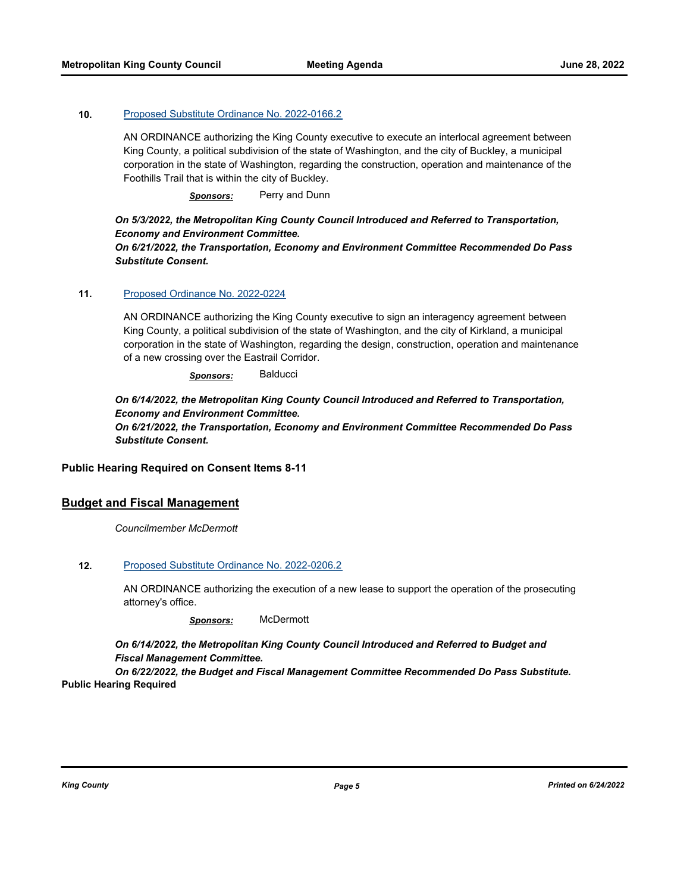**10.** [Proposed Substitute Ordinance No. 2022-0166.2]

AN ORDINANCE authorizing the King County executive to execute an interlocal agreement between King County, a political subdivision of the state of Washington, and the city of Buckley, a municipal corporation in the state of Washington, regarding the construction, operation and maintenance of the Foothills Trail that is within the city of Buckley.

***Sponsors:*** Perry and Dunn

***On 5/3/2022, the Metropolitan King County Council Introduced and Referred to Transportation, Economy and Environment Committee.***
***On 6/21/2022, the Transportation, Economy and Environment Committee Recommended Do Pass Substitute Consent.***

**11.** [Proposed Ordinance No. 2022-0224]

AN ORDINANCE authorizing the King County executive to sign an interagency agreement between King County, a political subdivision of the state of Washington, and the city of Kirkland, a municipal corporation in the state of Washington, regarding the design, construction, operation and maintenance of a new crossing over the Eastrail Corridor.

***Sponsors:*** Balducci

***On 6/14/2022, the Metropolitan King County Council Introduced and Referred to Transportation, Economy and Environment Committee.***
***On 6/21/2022, the Transportation, Economy and Environment Committee Recommended Do Pass Substitute Consent.***

**Public Hearing Required on Consent Items 8-11**

## Budget and Fiscal Management

*Councilmember McDermott*

**12.** [Proposed Substitute Ordinance No. 2022-0206.2]

AN ORDINANCE authorizing the execution of a new lease to support the operation of the prosecuting attorney's office.

***Sponsors:*** McDermott

***On 6/14/2022, the Metropolitan King County Council Introduced and Referred to Budget and Fiscal Management Committee.***
***On 6/22/2022, the Budget and Fiscal Management Committee Recommended Do Pass Substitute.***

**Public Hearing Required**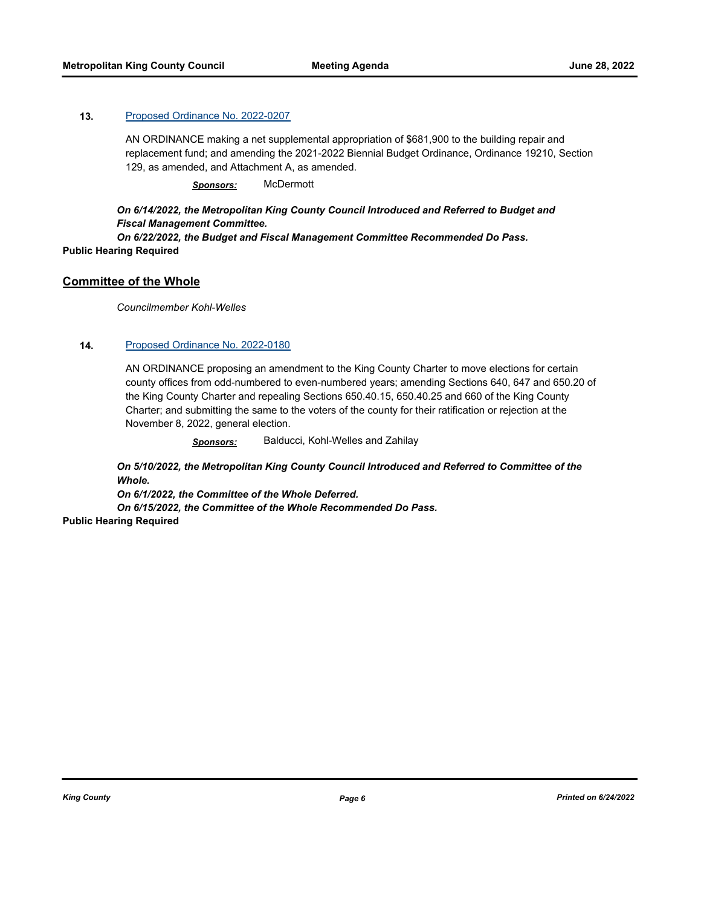**13.** [Proposed Ordinance No. 2022-0207](#)

AN ORDINANCE making a net supplemental appropriation of $681,900 to the building repair and replacement fund; and amending the 2021-2022 Biennial Budget Ordinance, Ordinance 19210, Section 129, as amended, and Attachment A, as amended.

***Sponsors:*** McDermott

***On 6/14/2022, the Metropolitan King County Council Introduced and Referred to Budget and Fiscal Management Committee.***
***On 6/22/2022, the Budget and Fiscal Management Committee Recommended Do Pass.***

**Public Hearing Required**

## Committee of the Whole

*Councilmember Kohl-Welles*

**14.** [Proposed Ordinance No. 2022-0180](#)

AN ORDINANCE proposing an amendment to the King County Charter to move elections for certain county offices from odd-numbered to even-numbered years; amending Sections 640, 647 and 650.20 of the King County Charter and repealing Sections 650.40.15, 650.40.25 and 660 of the King County Charter; and submitting the same to the voters of the county for their ratification or rejection at the November 8, 2022, general election.

***Sponsors:*** Balducci, Kohl-Welles and Zahilay

***On 5/10/2022, the Metropolitan King County Council Introduced and Referred to Committee of the Whole.***
***On 6/1/2022, the Committee of the Whole Deferred.***
***On 6/15/2022, the Committee of the Whole Recommended Do Pass.***

**Public Hearing Required**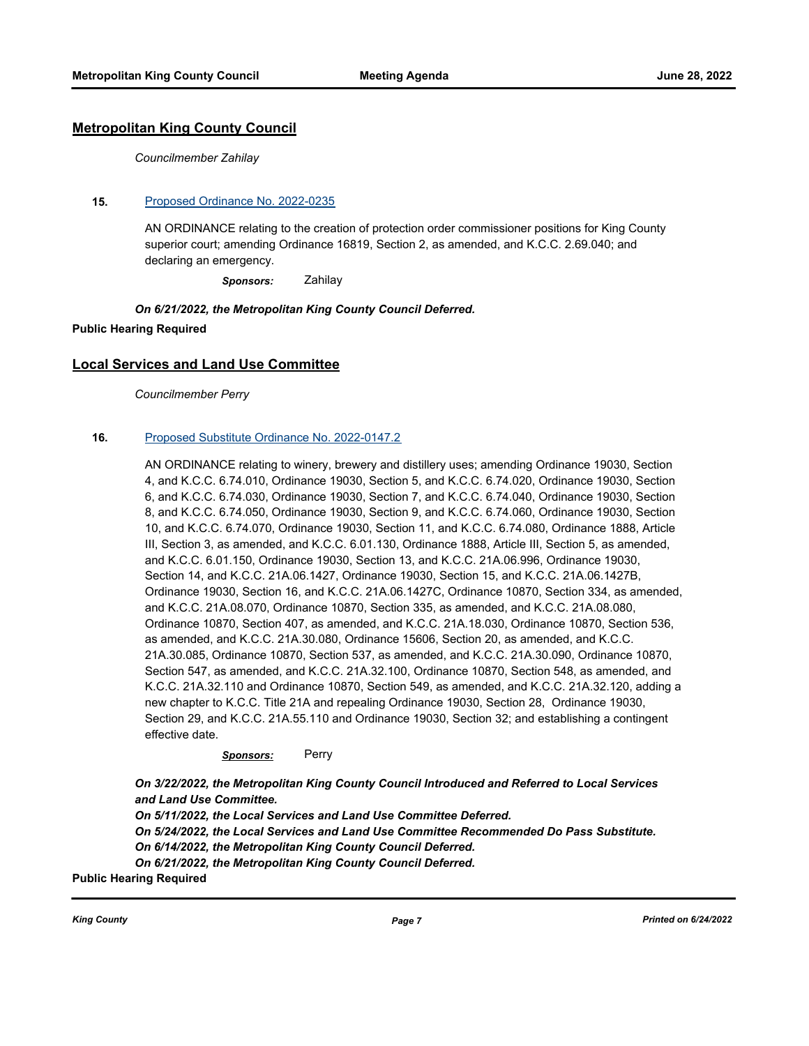## Metropolitan King County Council

*Councilmember Zahilay*

**15.** Proposed Ordinance No. 2022-0235

AN ORDINANCE relating to the creation of protection order commissioner positions for King County superior court; amending Ordinance 16819, Section 2, as amended, and K.C.C. 2.69.040; and declaring an emergency.

***Sponsors:*** Zahilay

***On 6/21/2022, the Metropolitan King County Council Deferred.***

**Public Hearing Required**

## Local Services and Land Use Committee

*Councilmember Perry*

**16.** Proposed Substitute Ordinance No. 2022-0147.2

AN ORDINANCE relating to winery, brewery and distillery uses; amending Ordinance 19030, Section 4, and K.C.C. 6.74.010, Ordinance 19030, Section 5, and K.C.C. 6.74.020, Ordinance 19030, Section 6, and K.C.C. 6.74.030, Ordinance 19030, Section 7, and K.C.C. 6.74.040, Ordinance 19030, Section 8, and K.C.C. 6.74.050, Ordinance 19030, Section 9, and K.C.C. 6.74.060, Ordinance 19030, Section 10, and K.C.C. 6.74.070, Ordinance 19030, Section 11, and K.C.C. 6.74.080, Ordinance 1888, Article III, Section 3, as amended, and K.C.C. 6.01.130, Ordinance 1888, Article III, Section 5, as amended, and K.C.C. 6.01.150, Ordinance 19030, Section 13, and K.C.C. 21A.06.996, Ordinance 19030, Section 14, and K.C.C. 21A.06.1427, Ordinance 19030, Section 15, and K.C.C. 21A.06.1427B, Ordinance 19030, Section 16, and K.C.C. 21A.06.1427C, Ordinance 10870, Section 334, as amended, and K.C.C. 21A.08.070, Ordinance 10870, Section 335, as amended, and K.C.C. 21A.08.080, Ordinance 10870, Section 407, as amended, and K.C.C. 21A.18.030, Ordinance 10870, Section 536, as amended, and K.C.C. 21A.30.080, Ordinance 15606, Section 20, as amended, and K.C.C. 21A.30.085, Ordinance 10870, Section 537, as amended, and K.C.C. 21A.30.090, Ordinance 10870, Section 547, as amended, and K.C.C. 21A.32.100, Ordinance 10870, Section 548, as amended, and K.C.C. 21A.32.110 and Ordinance 10870, Section 549, as amended, and K.C.C. 21A.32.120, adding a new chapter to K.C.C. Title 21A and repealing Ordinance 19030, Section 28, Ordinance 19030, Section 29, and K.C.C. 21A.55.110 and Ordinance 19030, Section 32; and establishing a contingent effective date.

***Sponsors:*** Perry

***On 3/22/2022, the Metropolitan King County Council Introduced and Referred to Local Services and Land Use Committee.***
***On 5/11/2022, the Local Services and Land Use Committee Deferred.***
***On 5/24/2022, the Local Services and Land Use Committee Recommended Do Pass Substitute.***
***On 6/14/2022, the Metropolitan King County Council Deferred.***
***On 6/21/2022, the Metropolitan King County Council Deferred.***

**Public Hearing Required**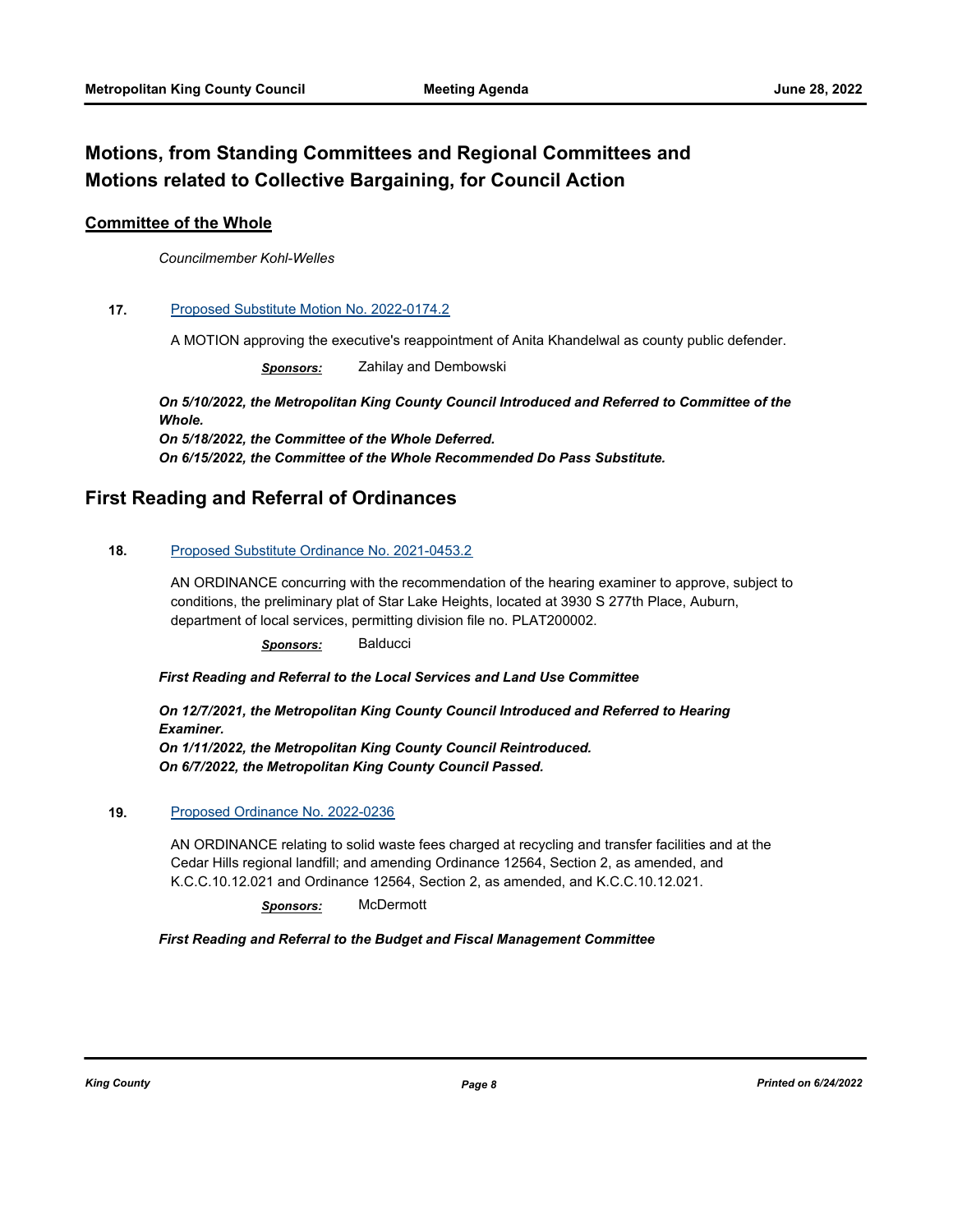## Motions, from Standing Committees and Regional Committees and Motions related to Collective Bargaining, for Council Action

### Committee of the Whole

*Councilmember Kohl-Welles*

**17.** Proposed Substitute Motion No. 2022-0174.2

A MOTION approving the executive's reappointment of Anita Khandelwal as county public defender.

***Sponsors:*** Zahilay and Dembowski

***On 5/10/2022, the Metropolitan King County Council Introduced and Referred to Committee of the Whole.***
***On 5/18/2022, the Committee of the Whole Deferred.***
***On 6/15/2022, the Committee of the Whole Recommended Do Pass Substitute.***

## First Reading and Referral of Ordinances

**18.** Proposed Substitute Ordinance No. 2021-0453.2

AN ORDINANCE concurring with the recommendation of the hearing examiner to approve, subject to conditions, the preliminary plat of Star Lake Heights, located at 3930 S 277th Place, Auburn, department of local services, permitting division file no. PLAT200002.

***Sponsors:*** Balducci

***First Reading and Referral to the Local Services and Land Use Committee***

***On 12/7/2021, the Metropolitan King County Council Introduced and Referred to Hearing Examiner.***
***On 1/11/2022, the Metropolitan King County Council Reintroduced.***
***On 6/7/2022, the Metropolitan King County Council Passed.***

**19.** Proposed Ordinance No. 2022-0236

AN ORDINANCE relating to solid waste fees charged at recycling and transfer facilities and at the Cedar Hills regional landfill; and amending Ordinance 12564, Section 2, as amended, and K.C.C.10.12.021 and Ordinance 12564, Section 2, as amended, and K.C.C.10.12.021.

***Sponsors:*** McDermott

***First Reading and Referral to the Budget and Fiscal Management Committee***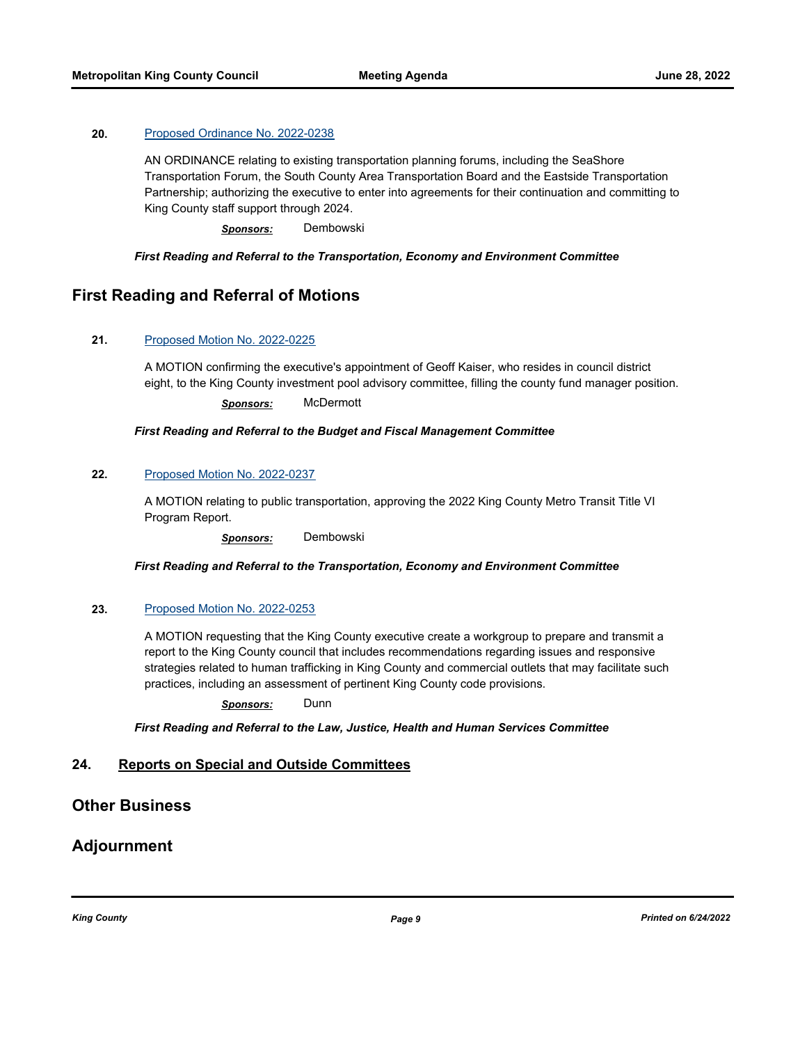**20.** Proposed Ordinance No. 2022-0238

AN ORDINANCE relating to existing transportation planning forums, including the SeaShore Transportation Forum, the South County Area Transportation Board and the Eastside Transportation Partnership; authorizing the executive to enter into agreements for their continuation and committing to King County staff support through 2024.

***Sponsors:*** Dembowski

***First Reading and Referral to the Transportation, Economy and Environment Committee***

## First Reading and Referral of Motions

**21.** Proposed Motion No. 2022-0225

A MOTION confirming the executive's appointment of Geoff Kaiser, who resides in council district eight, to the King County investment pool advisory committee, filling the county fund manager position.

***Sponsors:*** McDermott

***First Reading and Referral to the Budget and Fiscal Management Committee***

**22.** Proposed Motion No. 2022-0237

A MOTION relating to public transportation, approving the 2022 King County Metro Transit Title VI Program Report.

***Sponsors:*** Dembowski

***First Reading and Referral to the Transportation, Economy and Environment Committee***

**23.** Proposed Motion No. 2022-0253

A MOTION requesting that the King County executive create a workgroup to prepare and transmit a report to the King County council that includes recommendations regarding issues and responsive strategies related to human trafficking in King County and commercial outlets that may facilitate such practices, including an assessment of pertinent King County code provisions.

***Sponsors:*** Dunn

***First Reading and Referral to the Law, Justice, Health and Human Services Committee***

## 24. Reports on Special and Outside Committees

## Other Business

## Adjournment